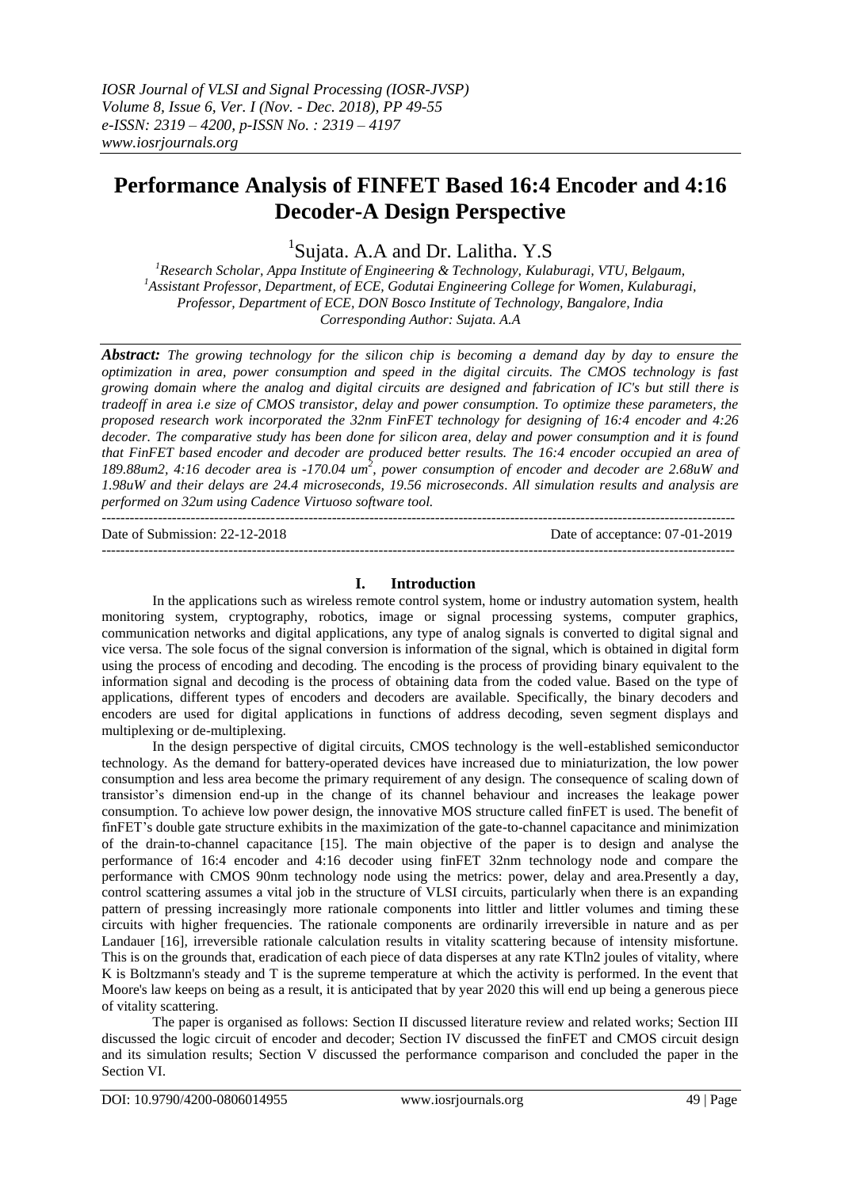# Performance Analysis of FINFET Based 16:4 Encoder and 4:16 Decoder-A Design Perspective

[1]Sujata. A.A and Dr. Lalitha. Y.S

[1]*Research Scholar, Appa Institute of Engineering & Technology, Kulaburagi, VTU, Belgaum,*
[1]*Assistant Professor, Department, of ECE, Godutai Engineering College for Women, Kulaburagi,*
*Professor, Department of ECE, DON Bosco Institute of Technology, Bangalore, India*
*Corresponding Author: Sujata. A.A*

***Abstract:*** *The growing technology for the silicon chip is becoming a demand day by day to ensure the optimization in area, power consumption and speed in the digital circuits. The CMOS technology is fast growing domain where the analog and digital circuits are designed and fabrication of IC's but still there is tradeoff in area i.e size of CMOS transistor, delay and power consumption. To optimize these parameters, the proposed research work incorporated the 32nm FinFET technology for designing of 16:4 encoder and 4:26 decoder. The comparative study has been done for silicon area, delay and power consumption and it is found that FinFET based encoder and decoder are produced better results. The 16:4 encoder occupied an area of 189.88um2, 4:16 decoder area is -170.04 um*$^2$*, power consumption of encoder and decoder are 2.68uW and 1.98uW and their delays are 24.4 microseconds, 19.56 microseconds. All simulation results and analysis are performed on 32um using Cadence Virtuoso software tool.*

---

Date of Submission: 22-12-2018 Date of acceptance: 07-01-2019

---

## I. Introduction

In the applications such as wireless remote control system, home or industry automation system, health monitoring system, cryptography, robotics, image or signal processing systems, computer graphics, communication networks and digital applications, any type of analog signals is converted to digital signal and vice versa. The sole focus of the signal conversion is information of the signal, which is obtained in digital form using the process of encoding and decoding. The encoding is the process of providing binary equivalent to the information signal and decoding is the process of obtaining data from the coded value. Based on the type of applications, different types of encoders and decoders are available. Specifically, the binary decoders and encoders are used for digital applications in functions of address decoding, seven segment displays and multiplexing or de-multiplexing.

In the design perspective of digital circuits, CMOS technology is the well-established semiconductor technology. As the demand for battery-operated devices have increased due to miniaturization, the low power consumption and less area become the primary requirement of any design. The consequence of scaling down of transistor's dimension end-up in the change of its channel behaviour and increases the leakage power consumption. To achieve low power design, the innovative MOS structure called finFET is used. The benefit of finFET's double gate structure exhibits in the maximization of the gate-to-channel capacitance and minimization of the drain-to-channel capacitance [15]. The main objective of the paper is to design and analyse the performance of 16:4 encoder and 4:16 decoder using finFET 32nm technology node and compare the performance with CMOS 90nm technology node using the metrics: power, delay and area.Presently a day, control scattering assumes a vital job in the structure of VLSI circuits, particularly when there is an expanding pattern of pressing increasingly more rationale components into littler and littler volumes and timing these circuits with higher frequencies. The rationale components are ordinarily irreversible in nature and as per Landauer [16], irreversible rationale calculation results in vitality scattering because of intensity misfortune. This is on the grounds that, eradication of each piece of data disperses at any rate KTln2 joules of vitality, where K is Boltzmann's steady and T is the supreme temperature at which the activity is performed. In the event that Moore's law keeps on being as a result, it is anticipated that by year 2020 this will end up being a generous piece of vitality scattering.

The paper is organised as follows: Section II discussed literature review and related works; Section III discussed the logic circuit of encoder and decoder; Section IV discussed the finFET and CMOS circuit design and its simulation results; Section V discussed the performance comparison and concluded the paper in the Section VI.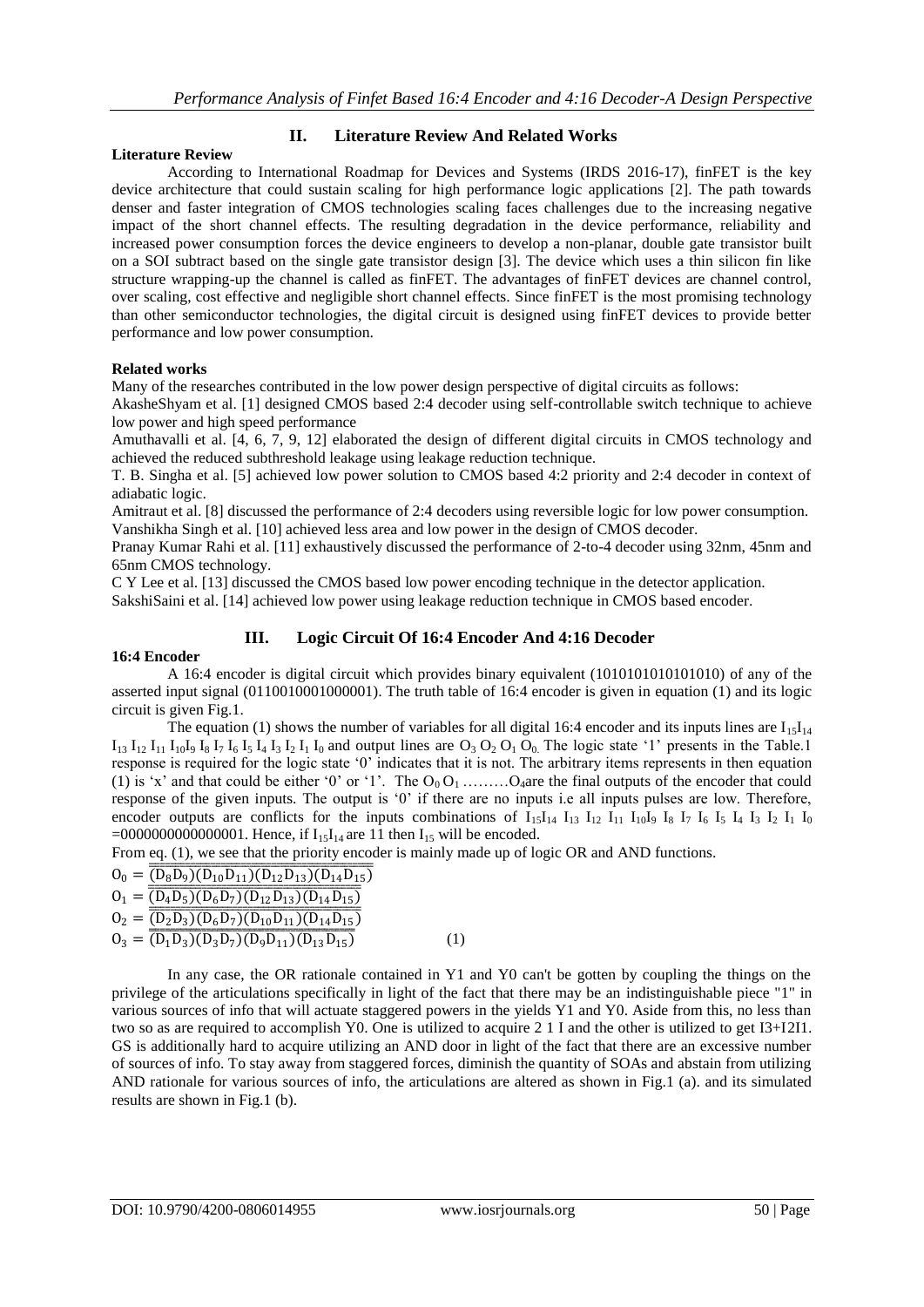## II. Literature Review And Related Works

**Literature Review**

According to International Roadmap for Devices and Systems (IRDS 2016-17), finFET is the key device architecture that could sustain scaling for high performance logic applications [2]. The path towards denser and faster integration of CMOS technologies scaling faces challenges due to the increasing negative impact of the short channel effects. The resulting degradation in the device performance, reliability and increased power consumption forces the device engineers to develop a non-planar, double gate transistor built on a SOI subtract based on the single gate transistor design [3]. The device which uses a thin silicon fin like structure wrapping-up the channel is called as finFET. The advantages of finFET devices are channel control, over scaling, cost effective and negligible short channel effects. Since finFET is the most promising technology than other semiconductor technologies, the digital circuit is designed using finFET devices to provide better performance and low power consumption.

**Related works**

Many of the researches contributed in the low power design perspective of digital circuits as follows:

AkasheShyam et al. [1] designed CMOS based 2:4 decoder using self-controllable switch technique to achieve low power and high speed performance

Amuthavalli et al. [4, 6, 7, 9, 12] elaborated the design of different digital circuits in CMOS technology and achieved the reduced subthreshold leakage using leakage reduction technique.

T. B. Singha et al. [5] achieved low power solution to CMOS based 4:2 priority and 2:4 decoder in context of adiabatic logic.

Amitraut et al. [8] discussed the performance of 2:4 decoders using reversible logic for low power consumption.

Vanshikha Singh et al. [10] achieved less area and low power in the design of CMOS decoder.

Pranay Kumar Rahi et al. [11] exhaustively discussed the performance of 2-to-4 decoder using 32nm, 45nm and 65nm CMOS technology.

C Y Lee et al. [13] discussed the CMOS based low power encoding technique in the detector application.

SakshiSaini et al. [14] achieved low power using leakage reduction technique in CMOS based encoder.

## III. Logic Circuit Of 16:4 Encoder And 4:16 Decoder

**16:4 Encoder**

A 16:4 encoder is digital circuit which provides binary equivalent (1010101010101010) of any of the asserted input signal (0110010001000001). The truth table of 16:4 encoder is given in equation (1) and its logic circuit is given Fig.1.

The equation (1) shows the number of variables for all digital 16:4 encoder and its inputs lines are $I_{15}I_{14}$ $I_{13}$ $I_{12}$ $I_{11}$ $I_{10}I_9$ $I_8$ $I_7$ $I_6$ $I_5$ $I_4$ $I_3$ $I_2$ $I_1$ $I_0$ and output lines are $O_3$ $O_2$ $O_1$ $O_0$. The logic state '1' presents in the Table.1 response is required for the logic state '0' indicates that it is not. The arbitrary items represents in then equation (1) is 'x' and that could be either '0' or '1'. The $O_0$ $O_1$ ………$O_4$are the final outputs of the encoder that could response of the given inputs. The output is '0' if there are no inputs i.e all inputs pulses are low. Therefore, encoder outputs are conflicts for the inputs combinations of $I_{15}I_{14}$ $I_{13}$ $I_{12}$ $I_{11}$ $I_{10}I_9$ $I_8$ $I_7$ $I_6$ $I_5$ $I_4$ $I_3$ $I_2$ $I_1$ $I_0$ =0000000000000001. Hence, if $I_{15}I_{14}$ are 11 then $I_{15}$ will be encoded.

From eq. (1), we see that the priority encoder is mainly made up of logic OR and AND functions.

$$
\begin{aligned}
O_0 &= \overline{\overline{(D_8 D_9)(D_{10} D_{11})(D_{12} D_{13})(D_{14} D_{15})}} \\
O_1 &= \overline{\overline{(D_4 D_5)(D_6 D_7)(D_{12} D_{13})(D_{14} D_{15})}} \\
O_2 &= \overline{\overline{(D_2 D_3)(D_6 D_7)(D_{10} D_{11})(D_{14} D_{15})}} \\
O_3 &= \overline{\overline{(D_1 D_3)(D_3 D_7)(D_9 D_{11})(D_{13} D_{15})}} \qquad (1)
\end{aligned}
$$

In any case, the OR rationale contained in Y1 and Y0 can't be gotten by coupling the things on the privilege of the articulations specifically in light of the fact that there may be an indistinguishable piece "1" in various sources of info that will actuate staggered powers in the yields Y1 and Y0. Aside from this, no less than two so as are required to accomplish Y0. One is utilized to acquire 2 1 I and the other is utilized to get I3+I2I1. GS is additionally hard to acquire utilizing an AND door in light of the fact that there are an excessive number of sources of info. To stay away from staggered forces, diminish the quantity of SOAs and abstain from utilizing AND rationale for various sources of info, the articulations are altered as shown in Fig.1 (a). and its simulated results are shown in Fig.1 (b).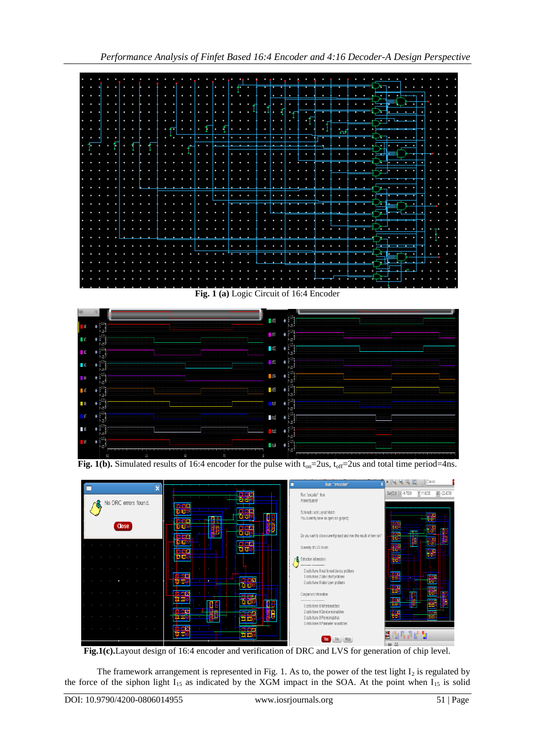**Fig. 1 (a)** Logic Circuit of 16:4 Encoder

**Fig. 1(b).** Simulated results of 16:4 encoder for the pulse with $t_{on}$=2us, $t_{off}$=2us and total time period=4ns.

**Fig.1(c).**Layout design of 16:4 encoder and verification of DRC and LVS for generation of chip level.

The framework arrangement is represented in Fig. 1. As to, the power of the test light $I_2$ is regulated by the force of the siphon light $I_{15}$ as indicated by the XGM impact in the SOA. At the point when $I_{15}$ is solid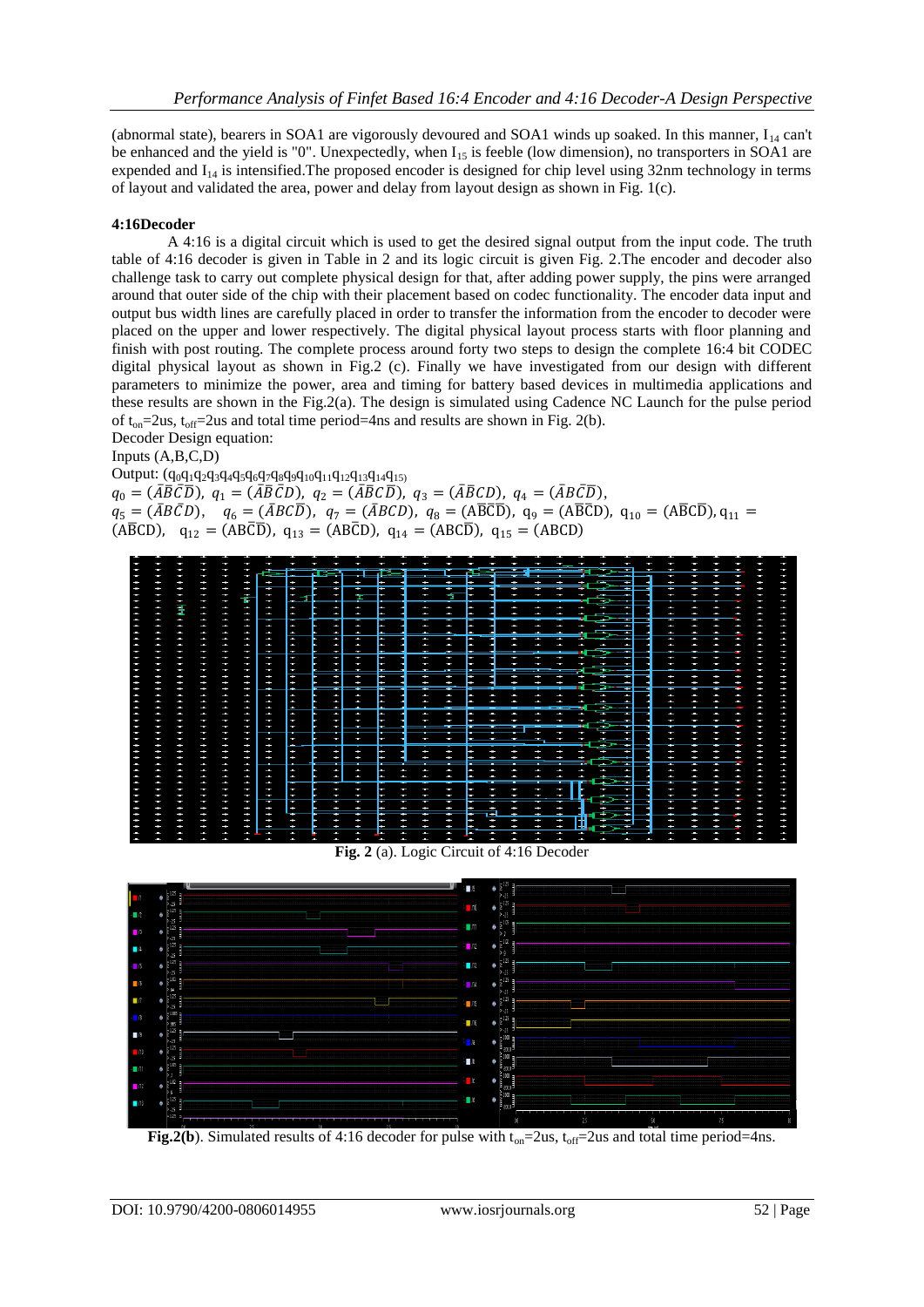(abnormal state), bearers in SOA1 are vigorously devoured and SOA1 winds up soaked. In this manner, $I_{14}$ can't be enhanced and the yield is "0". Unexpectedly, when $I_{15}$ is feeble (low dimension), no transporters in SOA1 are expended and $I_{14}$ is intensified.The proposed encoder is designed for chip level using 32nm technology in terms of layout and validated the area, power and delay from layout design as shown in Fig. 1(c).

**4:16Decoder**

A 4:16 is a digital circuit which is used to get the desired signal output from the input code. The truth table of 4:16 decoder is given in Table in 2 and its logic circuit is given Fig. 2.The encoder and decoder also challenge task to carry out complete physical design for that, after adding power supply, the pins were arranged around that outer side of the chip with their placement based on codec functionality. The encoder data input and output bus width lines are carefully placed in order to transfer the information from the encoder to decoder were placed on the upper and lower respectively. The digital physical layout process starts with floor planning and finish with post routing. The complete process around forty two steps to design the complete 16:4 bit CODEC digital physical layout as shown in Fig.2 (c). Finally we have investigated from our design with different parameters to minimize the power, area and timing for battery based devices in multimedia applications and these results are shown in the Fig.2(a). The design is simulated using Cadence NC Launch for the pulse period of $t_{on}$=2us, $t_{off}$=2us and total time period=4ns and results are shown in Fig. 2(b).

Decoder Design equation:

Inputs (A,B,C,D)

Output: ($q_0q_1q_2q_3q_4q_5q_6q_7q_8q_9q_{10}q_{11}q_{12}q_{13}q_{14}q_{15}$)

$q_0 = (\bar{A}\bar{B}\bar{C}\bar{D})$, $q_1 = (\bar{A}\bar{B}\bar{C}D)$, $q_2 = (\bar{A}\bar{B}C\bar{D})$, $q_3 = (\bar{A}\bar{B}CD)$, $q_4 = (\bar{A}B\bar{C}\bar{D})$,
$q_5 = (\bar{A}B\bar{C}D)$, $q_6 = (\bar{A}BC\bar{D})$, $q_7 = (\bar{A}BCD)$, $q_8 = (A\bar{B}\bar{C}\bar{D})$, $q_9 = (A\bar{B}\bar{C}D)$, $q_{10} = (A\bar{B}C\bar{D})$, $q_{11} = (A\bar{B}CD)$, $q_{12} = (AB\bar{C}\bar{D})$, $q_{13} = (AB\bar{C}D)$, $q_{14} = (ABC\bar{D})$, $q_{15} = (ABCD)$

**Fig. 2** (a). Logic Circuit of 4:16 Decoder

**Fig.2(b)**. Simulated results of 4:16 decoder for pulse with $t_{on}$=2us, $t_{off}$=2us and total time period=4ns.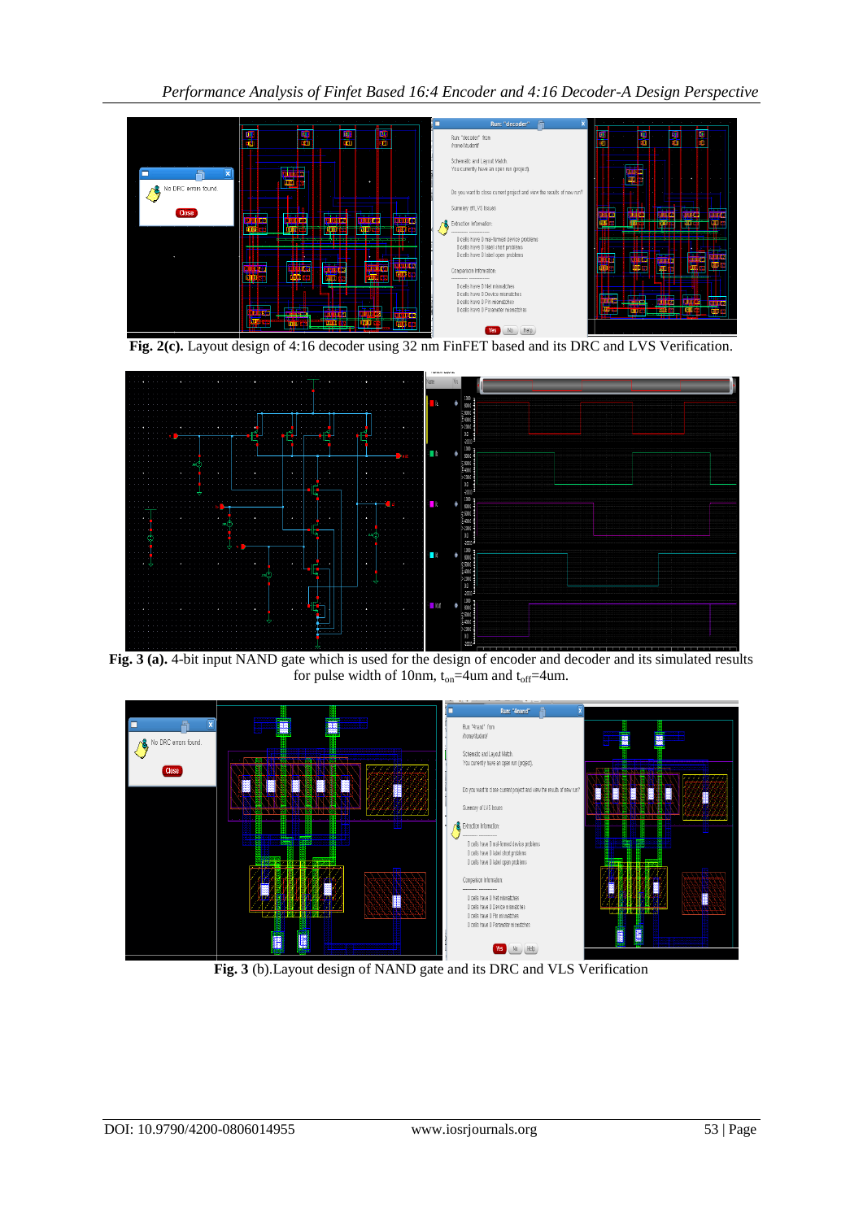**Fig. 2(c).** Layout design of 4:16 decoder using 32 nm FinFET based and its DRC and LVS Verification.

**Fig. 3 (a).** 4-bit input NAND gate which is used for the design of encoder and decoder and its simulated results for pulse width of 10nm, $t_{on}$=4um and $t_{off}$=4um.

**Fig. 3** (b).Layout design of NAND gate and its DRC and VLS Verification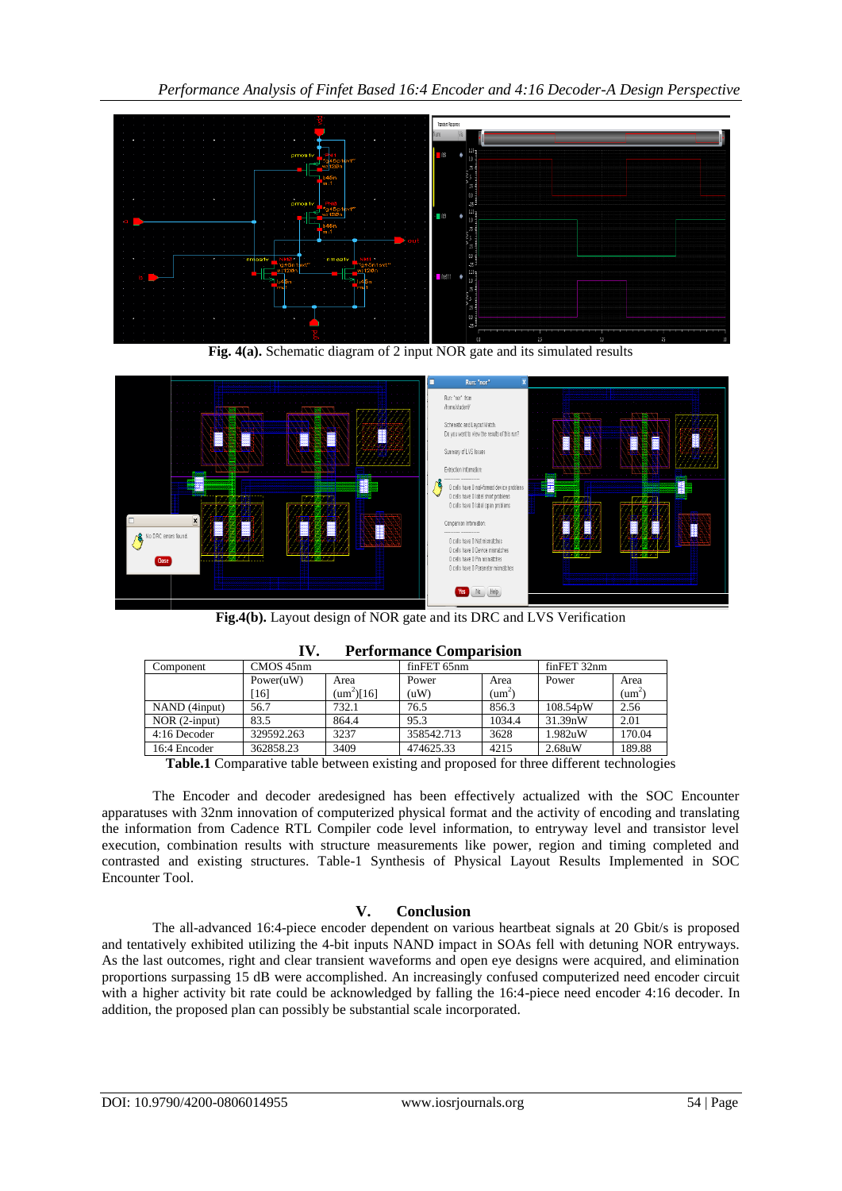**Fig. 4(a).** Schematic diagram of 2 input NOR gate and its simulated results

**Fig.4(b).** Layout design of NOR gate and its DRC and LVS Verification

## IV. Performance Comparision

| Component | CMOS 45nm | | finFET 65nm | | finFET 32nm | |
|---|---|---|---|---|---|---|
| | Power(uW) [16] | Area ($um^2$)[16] | Power (uW) | Area ($um^2$) | Power | Area ($um^2$) |
| NAND (4input) | 56.7 | 732.1 | 76.5 | 856.3 | 108.54pW | 2.56 |
| NOR (2-input) | 83.5 | 864.4 | 95.3 | 1034.4 | 31.39nW | 2.01 |
| 4:16 Decoder | 329592.263 | 3237 | 358542.713 | 3628 | 1.982uW | 170.04 |
| 16:4 Encoder | 362858.23 | 3409 | 474625.33 | 4215 | 2.68uW | 189.88 |

**Table.1** Comparative table between existing and proposed for three different technologies

The Encoder and decoder aredesigned has been effectively actualized with the SOC Encounter apparatuses with 32nm innovation of computerized physical format and the activity of encoding and translating the information from Cadence RTL Compiler code level information, to entryway level and transistor level execution, combination results with structure measurements like power, region and timing completed and contrasted and existing structures. Table-1 Synthesis of Physical Layout Results Implemented in SOC Encounter Tool.

## V. Conclusion

The all-advanced 16:4-piece encoder dependent on various heartbeat signals at 20 Gbit/s is proposed and tentatively exhibited utilizing the 4-bit inputs NAND impact in SOAs fell with detuning NOR entryways. As the last outcomes, right and clear transient waveforms and open eye designs were acquired, and elimination proportions surpassing 15 dB were accomplished. An increasingly confused computerized need encoder circuit with a higher activity bit rate could be acknowledged by falling the 16:4-piece need encoder 4:16 decoder. In addition, the proposed plan can possibly be substantial scale incorporated.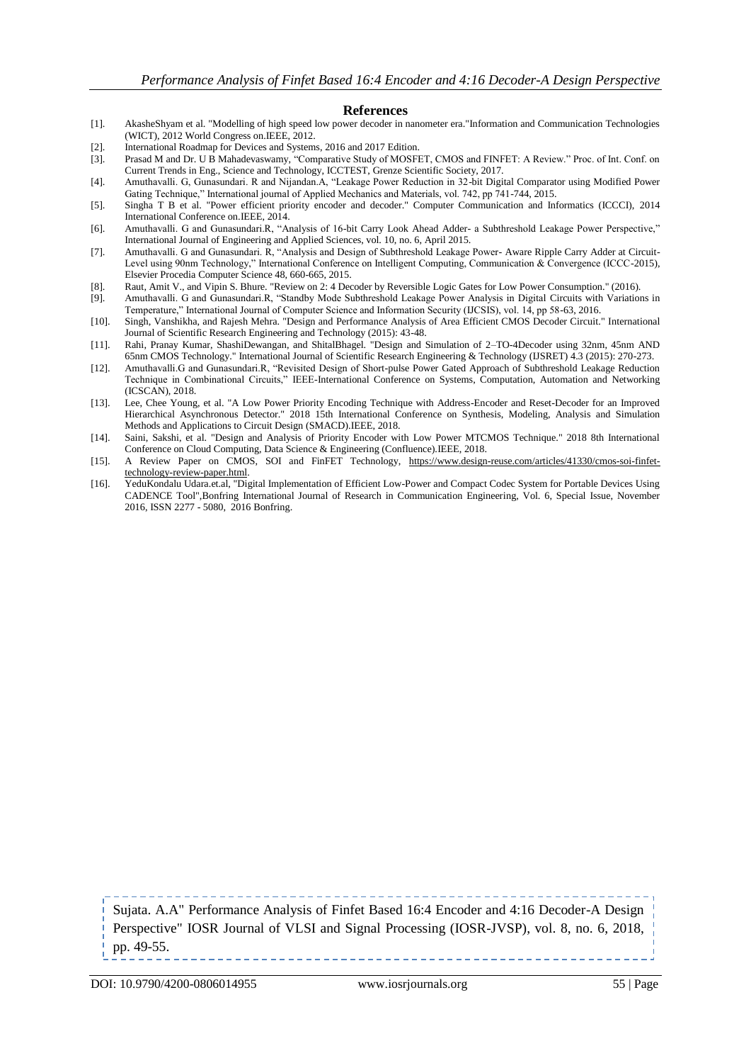## References

[1]. AkasheShyam et al. "Modelling of high speed low power decoder in nanometer era."Information and Communication Technologies (WICT), 2012 World Congress on.IEEE, 2012.

[2]. International Roadmap for Devices and Systems, 2016 and 2017 Edition.

[3]. Prasad M and Dr. U B Mahadevaswamy, "Comparative Study of MOSFET, CMOS and FINFET: A Review." Proc. of Int. Conf. on Current Trends in Eng., Science and Technology, ICCTEST, Grenze Scientific Society, 2017.

[4]. Amuthavalli. G, Gunasundari. R and Nijandan.A, "Leakage Power Reduction in 32-bit Digital Comparator using Modified Power Gating Technique," International journal of Applied Mechanics and Materials, vol. 742, pp 741-744, 2015.

[5]. Singha T B et al. "Power efficient priority encoder and decoder." Computer Communication and Informatics (ICCCI), 2014 International Conference on.IEEE, 2014.

[6]. Amuthavalli. G and Gunasundari.R, "Analysis of 16-bit Carry Look Ahead Adder- a Subthreshold Leakage Power Perspective," International Journal of Engineering and Applied Sciences, vol. 10, no. 6, April 2015.

[7]. Amuthavalli. G and Gunasundari. R, "Analysis and Design of Subthreshold Leakage Power- Aware Ripple Carry Adder at Circuit-Level using 90nm Technology," International Conference on Intelligent Computing, Communication & Convergence (ICCC-2015), Elsevier Procedia Computer Science 48, 660-665, 2015.

[8]. Raut, Amit V., and Vipin S. Bhure. "Review on 2: 4 Decoder by Reversible Logic Gates for Low Power Consumption." (2016).

[9]. Amuthavalli. G and Gunasundari.R, "Standby Mode Subthreshold Leakage Power Analysis in Digital Circuits with Variations in Temperature," International Journal of Computer Science and Information Security (IJCSIS), vol. 14, pp 58-63, 2016.

[10]. Singh, Vanshikha, and Rajesh Mehra. "Design and Performance Analysis of Area Efficient CMOS Decoder Circuit." International Journal of Scientific Research Engineering and Technology (2015): 43-48.

[11]. Rahi, Pranay Kumar, ShashiDewangan, and ShitalBhagel. "Design and Simulation of 2–TO-4Decoder using 32nm, 45nm AND 65nm CMOS Technology." International Journal of Scientific Research Engineering & Technology (IJSRET) 4.3 (2015): 270-273.

[12]. Amuthavalli.G and Gunasundari.R, "Revisited Design of Short-pulse Power Gated Approach of Subthreshold Leakage Reduction Technique in Combinational Circuits," IEEE-International Conference on Systems, Computation, Automation and Networking (ICSCAN), 2018.

[13]. Lee, Chee Young, et al. "A Low Power Priority Encoding Technique with Address-Encoder and Reset-Decoder for an Improved Hierarchical Asynchronous Detector." 2018 15th International Conference on Synthesis, Modeling, Analysis and Simulation Methods and Applications to Circuit Design (SMACD).IEEE, 2018.

[14]. Saini, Sakshi, et al. "Design and Analysis of Priority Encoder with Low Power MTCMOS Technique." 2018 8th International Conference on Cloud Computing, Data Science & Engineering (Confluence).IEEE, 2018.

[15]. A Review Paper on CMOS, SOI and FinFET Technology, https://www.design-reuse.com/articles/41330/cmos-soi-finfet-technology-review-paper.html.

[16]. YeduKondalu Udara.et.al, "Digital Implementation of Efficient Low-Power and Compact Codec System for Portable Devices Using CADENCE Tool",Bonfring International Journal of Research in Communication Engineering, Vol. 6, Special Issue, November 2016, ISSN 2277 - 5080, 2016 Bonfring.

Sujata. A.A" Performance Analysis of Finfet Based 16:4 Encoder and 4:16 Decoder-A Design Perspective" IOSR Journal of VLSI and Signal Processing (IOSR-JVSP), vol. 8, no. 6, 2018, pp. 49-55.